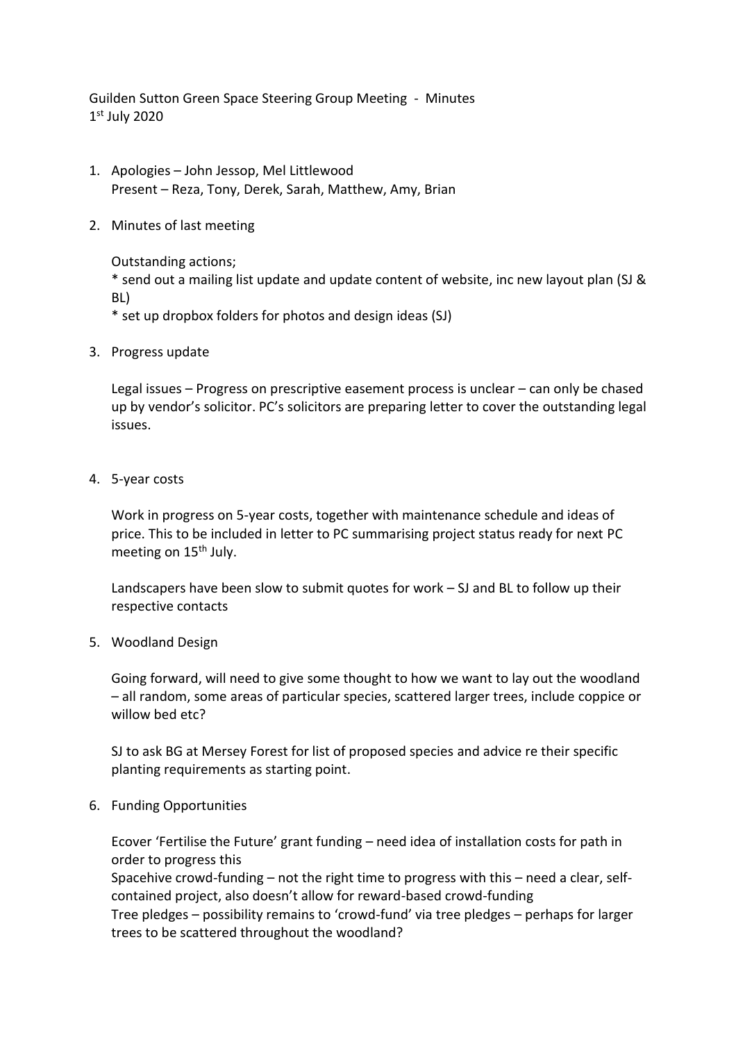Guilden Sutton Green Space Steering Group Meeting - Minutes
1st July 2020

1. Apologies – John Jessop, Mel Littlewood
   Present – Reza, Tony, Derek, Sarah, Matthew, Amy, Brian

2. Minutes of last meeting

   Outstanding actions;
   * send out a mailing list update and update content of website, inc new layout plan (SJ & BL)
   * set up dropbox folders for photos and design ideas (SJ)

3. Progress update

   Legal issues – Progress on prescriptive easement process is unclear – can only be chased up by vendor's solicitor. PC's solicitors are preparing letter to cover the outstanding legal issues.

4. 5-year costs

   Work in progress on 5-year costs, together with maintenance schedule and ideas of price. This to be included in letter to PC summarising project status ready for next PC meeting on 15th July.

   Landscapers have been slow to submit quotes for work – SJ and BL to follow up their respective contacts

5. Woodland Design

   Going forward, will need to give some thought to how we want to lay out the woodland – all random, some areas of particular species, scattered larger trees, include coppice or willow bed etc?

   SJ to ask BG at Mersey Forest for list of proposed species and advice re their specific planting requirements as starting point.

6. Funding Opportunities

   Ecover 'Fertilise the Future' grant funding – need idea of installation costs for path in order to progress this
   Spacehive crowd-funding – not the right time to progress with this – need a clear, self-contained project, also doesn't allow for reward-based crowd-funding
   Tree pledges – possibility remains to 'crowd-fund' via tree pledges – perhaps for larger trees to be scattered throughout the woodland?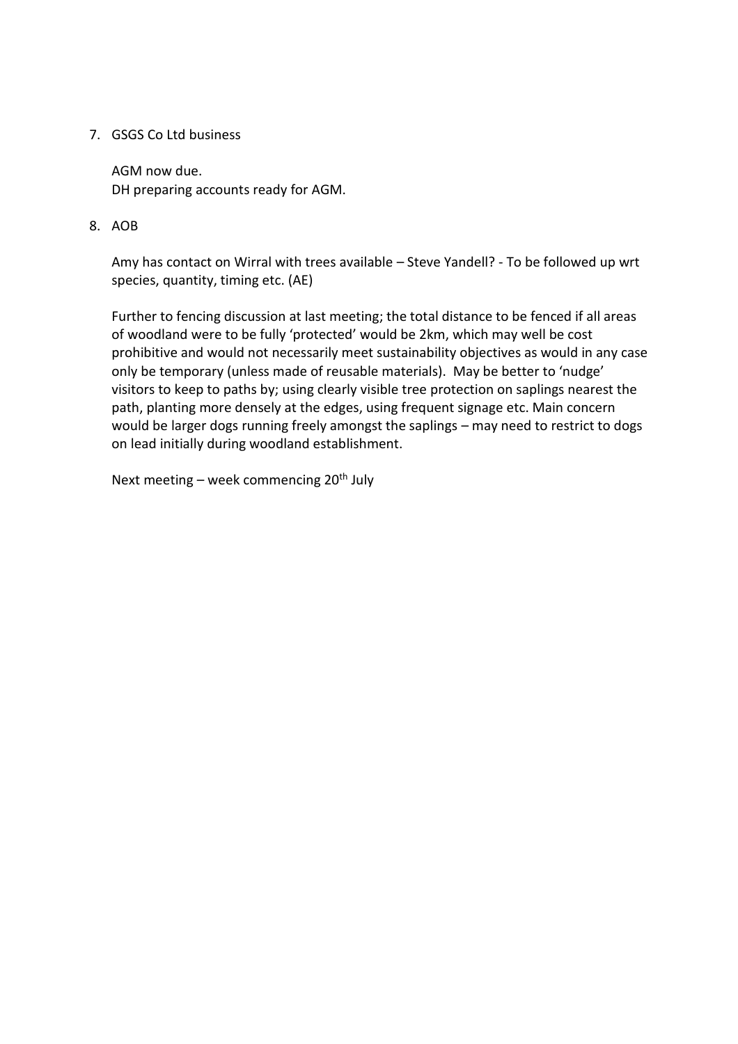7. GSGS Co Ltd business

   AGM now due.
   DH preparing accounts ready for AGM.

8. AOB

   Amy has contact on Wirral with trees available – Steve Yandell? - To be followed up wrt species, quantity, timing etc. (AE)

   Further to fencing discussion at last meeting; the total distance to be fenced if all areas of woodland were to be fully 'protected' would be 2km, which may well be cost prohibitive and would not necessarily meet sustainability objectives as would in any case only be temporary (unless made of reusable materials). May be better to 'nudge' visitors to keep to paths by; using clearly visible tree protection on saplings nearest the path, planting more densely at the edges, using frequent signage etc. Main concern would be larger dogs running freely amongst the saplings – may need to restrict to dogs on lead initially during woodland establishment.

   Next meeting – week commencing 20th July